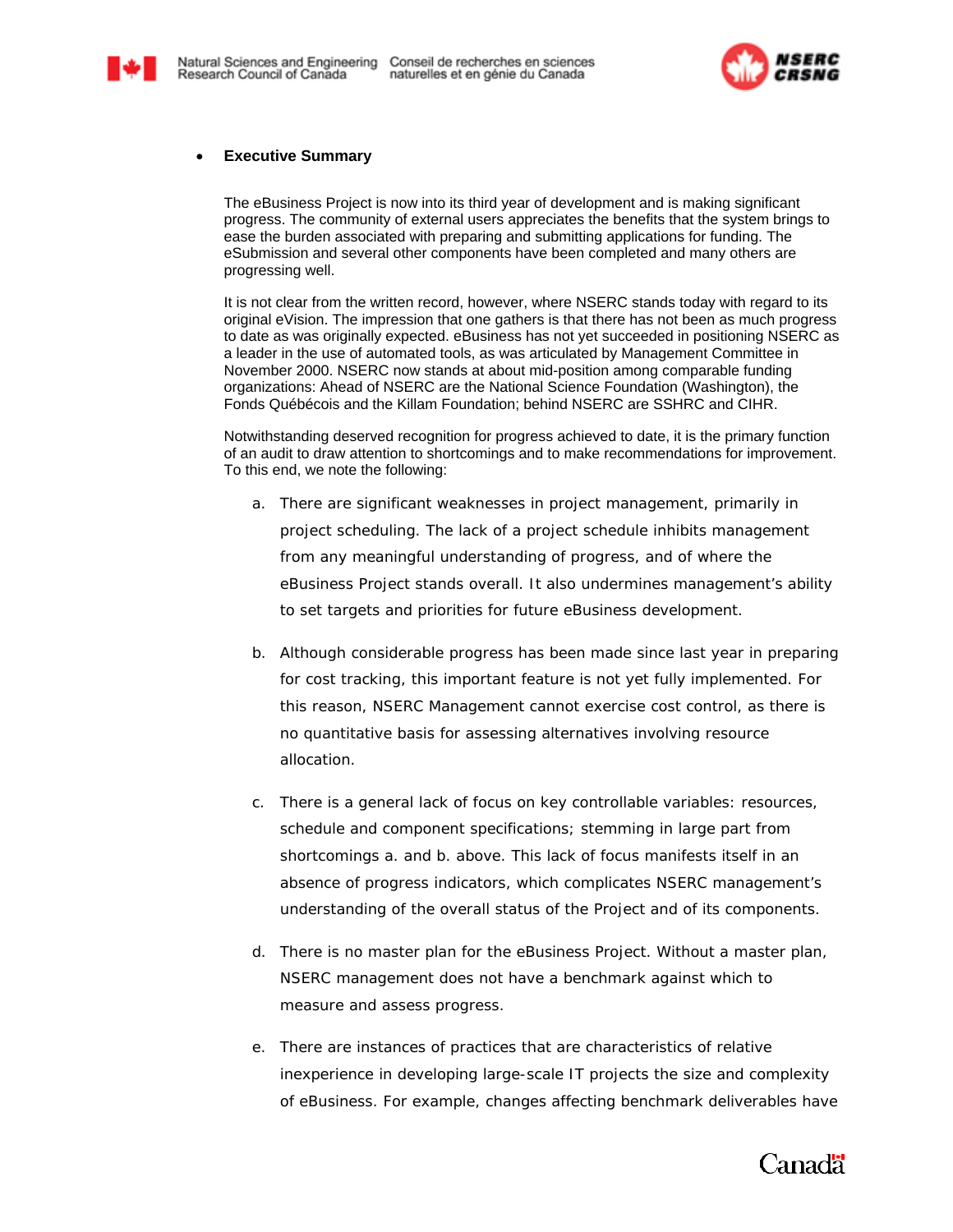- **Executive Summary**

The eBusiness Project is now into its third year of development and is making significant progress. The community of external users appreciates the benefits that the system brings to ease the burden associated with preparing and submitting applications for funding. The eSubmission and several other components have been completed and many others are progressing well.

It is not clear from the written record, however, where NSERC stands today with regard to its original eVision. The impression that one gathers is that there has not been as much progress to date as was originally expected. eBusiness has not yet succeeded in positioning NSERC as a leader in the use of automated tools, as was articulated by Management Committee in November 2000. NSERC now stands at about mid-position among comparable funding organizations: Ahead of NSERC are the National Science Foundation (Washington), the Fonds Québécois and the Killam Foundation; behind NSERC are SSHRC and CIHR.

Notwithstanding deserved recognition for progress achieved to date, it is the primary function of an audit to draw attention to shortcomings and to make recommendations for improvement. To this end, we note the following:

a. There are significant weaknesses in project management, primarily in project scheduling. The lack of a project schedule inhibits management from any meaningful understanding of progress, and of where the eBusiness Project stands overall. It also undermines management's ability to set targets and priorities for future eBusiness development.

b. Although considerable progress has been made since last year in preparing for cost tracking, this important feature is not yet fully implemented. For this reason, NSERC Management cannot exercise cost control, as there is no quantitative basis for assessing alternatives involving resource allocation.

c. There is a general lack of focus on key controllable variables: resources, schedule and component specifications; stemming in large part from shortcomings a. and b. above. This lack of focus manifests itself in an absence of progress indicators, which complicates NSERC management's understanding of the overall status of the Project and of its components.

d. There is no master plan for the eBusiness Project. Without a master plan, NSERC management does not have a benchmark against which to measure and assess progress.

e. There are instances of practices that are characteristics of relative inexperience in developing large-scale IT projects the size and complexity of eBusiness. For example, changes affecting benchmark deliverables have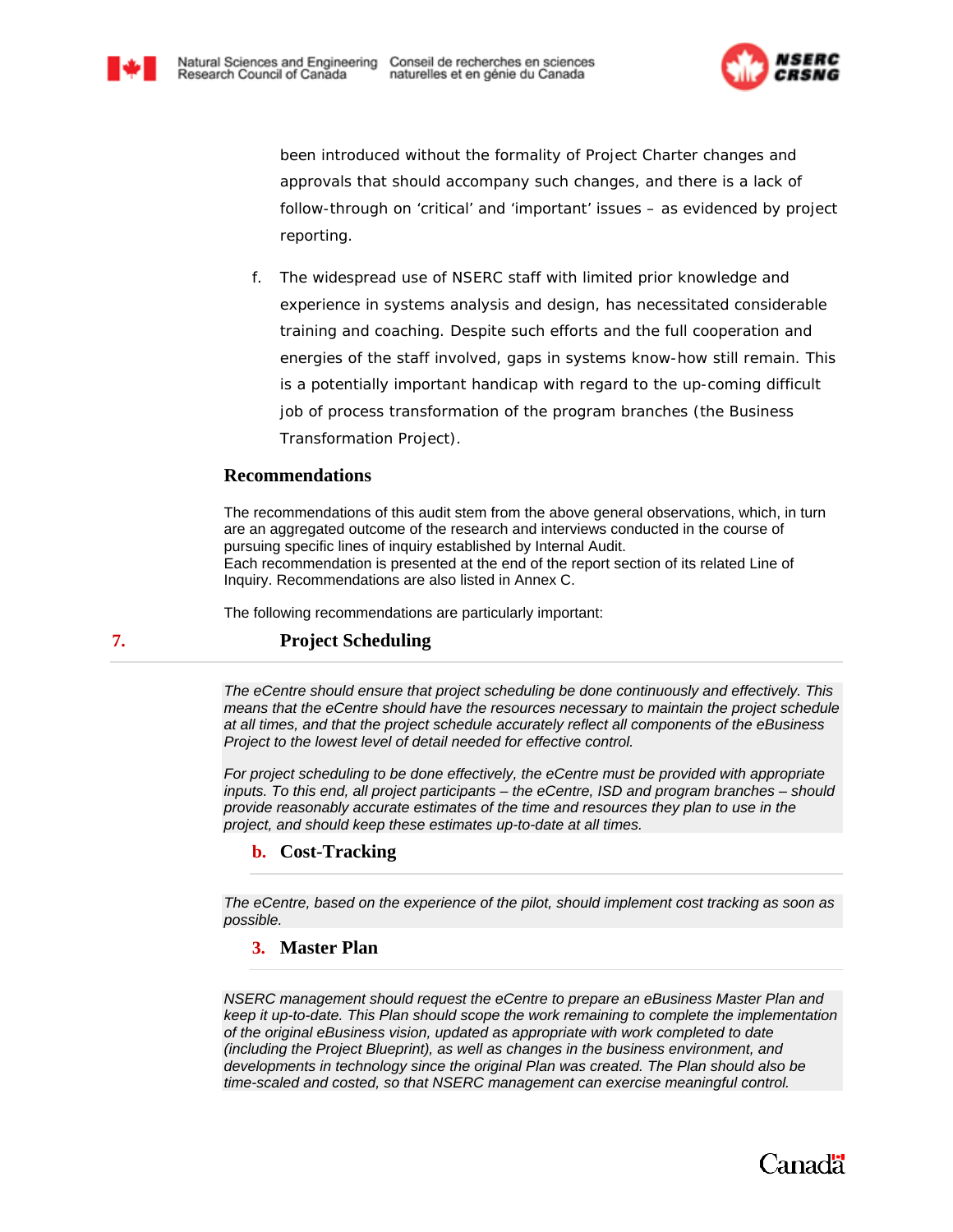been introduced without the formality of Project Charter changes and approvals that should accompany such changes, and there is a lack of follow-through on 'critical' and 'important' issues – as evidenced by project reporting.

f. The widespread use of NSERC staff with limited prior knowledge and experience in systems analysis and design, has necessitated considerable training and coaching. Despite such efforts and the full cooperation and energies of the staff involved, gaps in systems know-how still remain. This is a potentially important handicap with regard to the up-coming difficult job of process transformation of the program branches (the Business Transformation Project).

## Recommendations

The recommendations of this audit stem from the above general observations, which, in turn are an aggregated outcome of the research and interviews conducted in the course of pursuing specific lines of inquiry established by Internal Audit.
Each recommendation is presented at the end of the report section of its related Line of Inquiry. Recommendations are also listed in Annex C.

The following recommendations are particularly important:

### 7. Project Scheduling

*The eCentre should ensure that project scheduling be done continuously and effectively. This means that the eCentre should have the resources necessary to maintain the project schedule at all times, and that the project schedule accurately reflect all components of the eBusiness Project to the lowest level of detail needed for effective control.*

*For project scheduling to be done effectively, the eCentre must be provided with appropriate inputs. To this end, all project participants – the eCentre, ISD and program branches – should provide reasonably accurate estimates of the time and resources they plan to use in the project, and should keep these estimates up-to-date at all times.*

### b. Cost-Tracking

*The eCentre, based on the experience of the pilot, should implement cost tracking as soon as possible.*

### 3. Master Plan

*NSERC management should request the eCentre to prepare an eBusiness Master Plan and keep it up-to-date. This Plan should scope the work remaining to complete the implementation of the original eBusiness vision, updated as appropriate with work completed to date (including the Project Blueprint), as well as changes in the business environment, and developments in technology since the original Plan was created. The Plan should also be time-scaled and costed, so that NSERC management can exercise meaningful control.*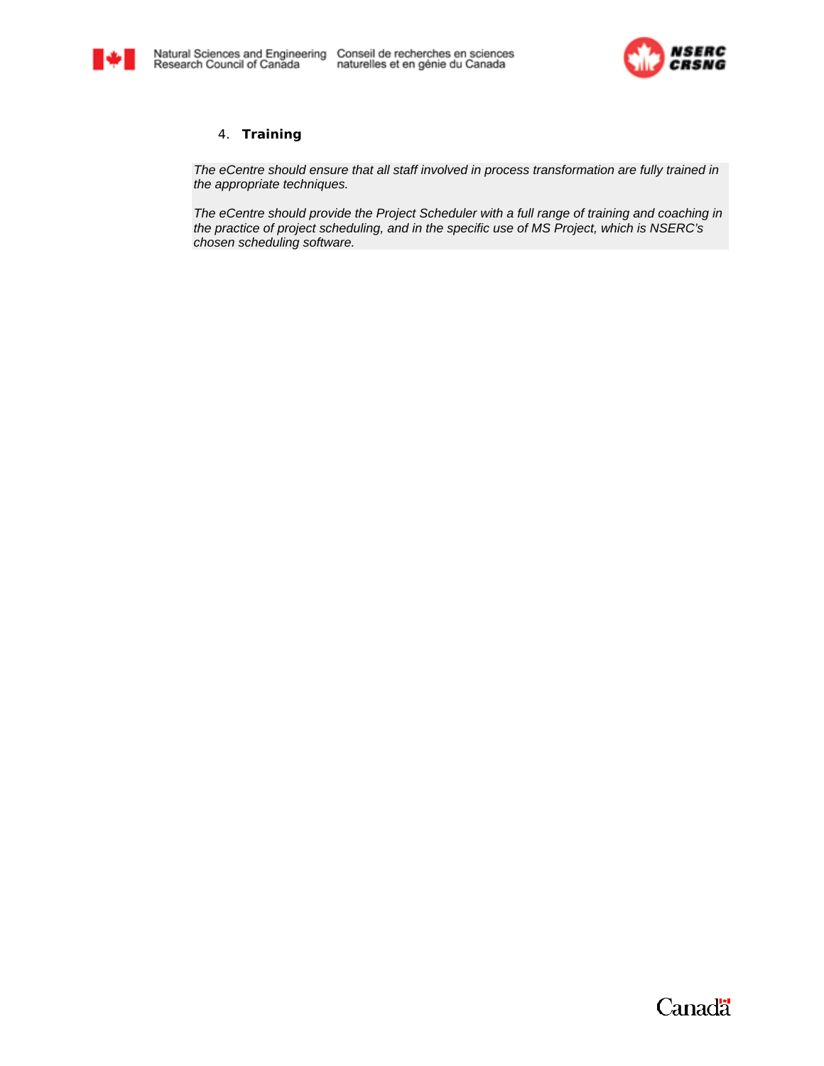4. **Training**

*The eCentre should ensure that all staff involved in process transformation are fully trained in the appropriate techniques.*

*The eCentre should provide the Project Scheduler with a full range of training and coaching in the practice of project scheduling, and in the specific use of MS Project, which is NSERC's chosen scheduling software.*